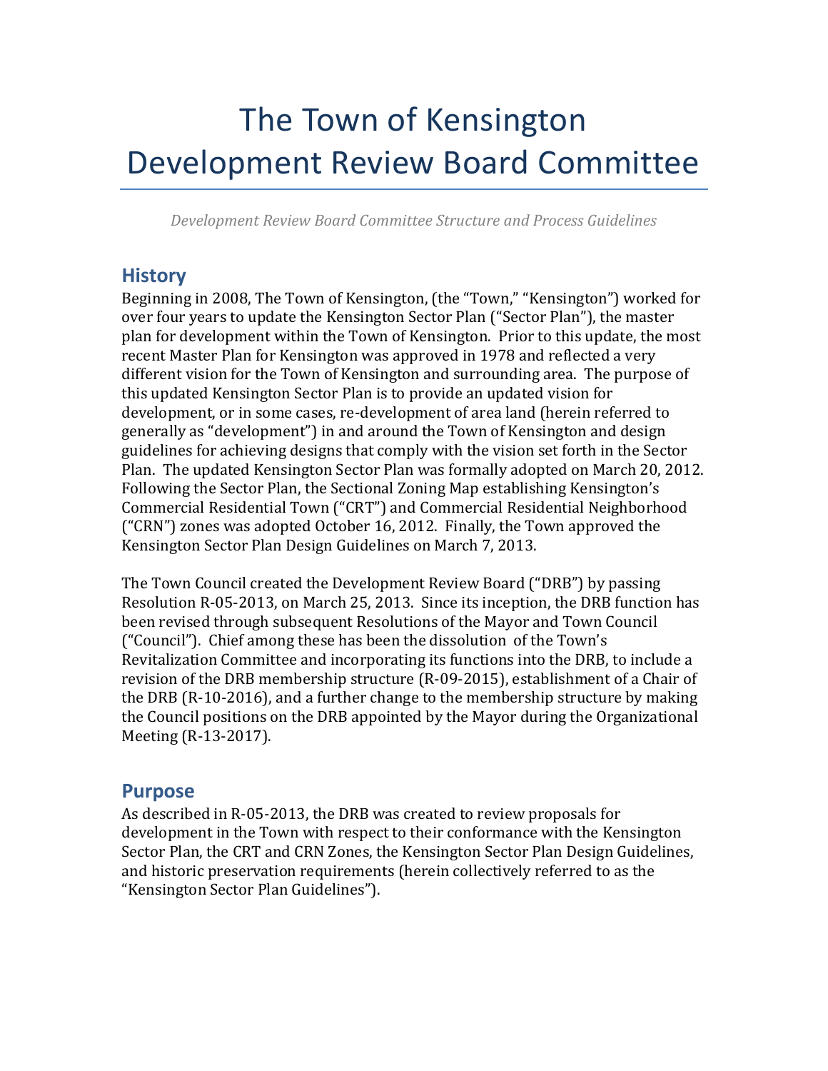# The Town of Kensington Development Review Board Committee

*Development Review Board Committee Structure and Process Guidelines*

## History

Beginning in 2008, The Town of Kensington, (the "Town," "Kensington") worked for over four years to update the Kensington Sector Plan ("Sector Plan"), the master plan for development within the Town of Kensington. Prior to this update, the most recent Master Plan for Kensington was approved in 1978 and reflected a very different vision for the Town of Kensington and surrounding area. The purpose of this updated Kensington Sector Plan is to provide an updated vision for development, or in some cases, re-development of area land (herein referred to generally as "development") in and around the Town of Kensington and design guidelines for achieving designs that comply with the vision set forth in the Sector Plan. The updated Kensington Sector Plan was formally adopted on March 20, 2012. Following the Sector Plan, the Sectional Zoning Map establishing Kensington's Commercial Residential Town ("CRT") and Commercial Residential Neighborhood ("CRN") zones was adopted October 16, 2012. Finally, the Town approved the Kensington Sector Plan Design Guidelines on March 7, 2013.

The Town Council created the Development Review Board ("DRB") by passing Resolution R-05-2013, on March 25, 2013. Since its inception, the DRB function has been revised through subsequent Resolutions of the Mayor and Town Council ("Council"). Chief among these has been the dissolution of the Town's Revitalization Committee and incorporating its functions into the DRB, to include a revision of the DRB membership structure (R-09-2015), establishment of a Chair of the DRB (R-10-2016), and a further change to the membership structure by making the Council positions on the DRB appointed by the Mayor during the Organizational Meeting (R-13-2017).

## Purpose

As described in R-05-2013, the DRB was created to review proposals for development in the Town with respect to their conformance with the Kensington Sector Plan, the CRT and CRN Zones, the Kensington Sector Plan Design Guidelines, and historic preservation requirements (herein collectively referred to as the "Kensington Sector Plan Guidelines").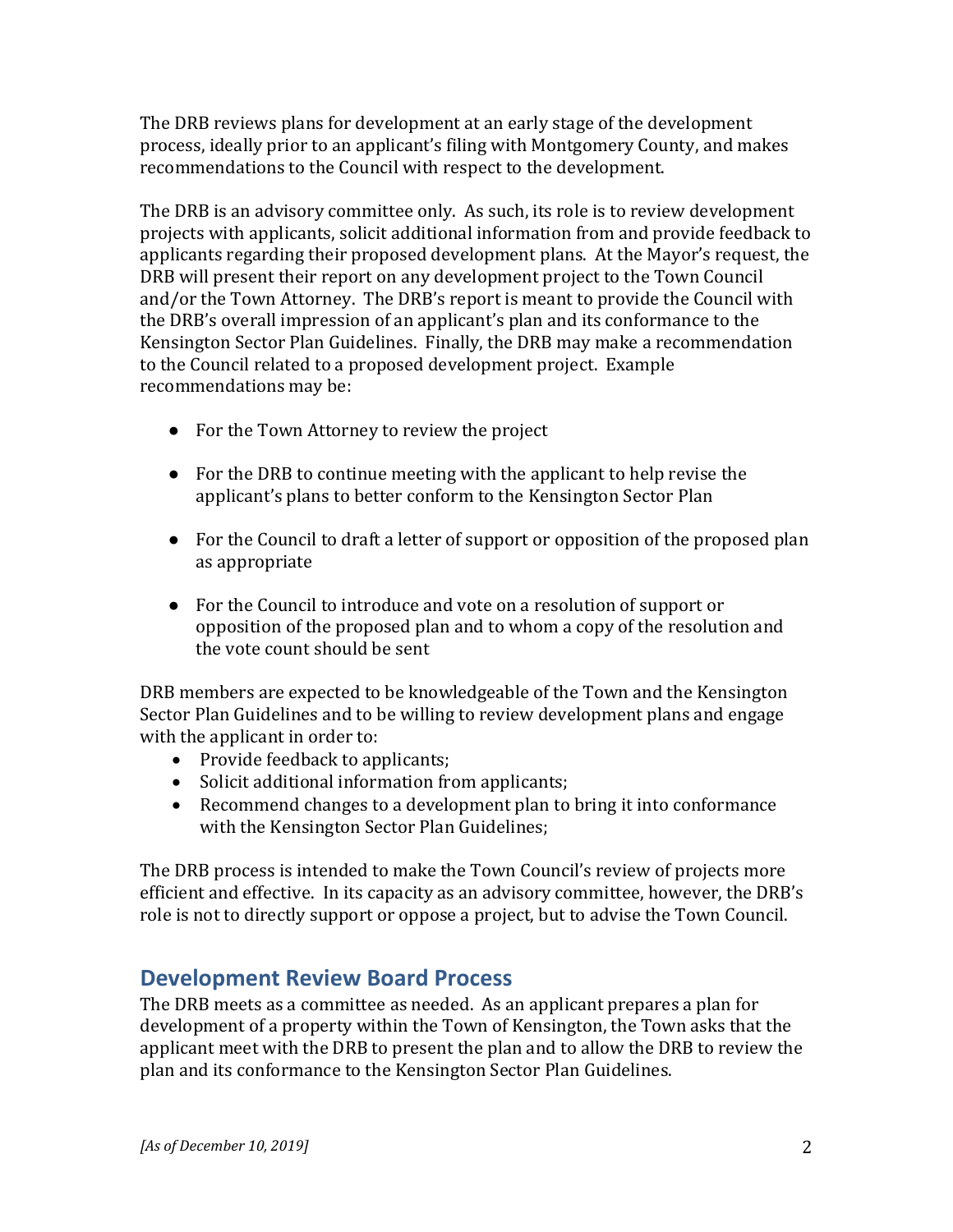The DRB reviews plans for development at an early stage of the development process, ideally prior to an applicant's filing with Montgomery County, and makes recommendations to the Council with respect to the development.

The DRB is an advisory committee only. As such, its role is to review development projects with applicants, solicit additional information from and provide feedback to applicants regarding their proposed development plans. At the Mayor's request, the DRB will present their report on any development project to the Town Council and/or the Town Attorney. The DRB's report is meant to provide the Council with the DRB's overall impression of an applicant's plan and its conformance to the Kensington Sector Plan Guidelines. Finally, the DRB may make a recommendation to the Council related to a proposed development project. Example recommendations may be:

- For the Town Attorney to review the project
- For the DRB to continue meeting with the applicant to help revise the applicant's plans to better conform to the Kensington Sector Plan
- For the Council to draft a letter of support or opposition of the proposed plan as appropriate
- For the Council to introduce and vote on a resolution of support or opposition of the proposed plan and to whom a copy of the resolution and the vote count should be sent

DRB members are expected to be knowledgeable of the Town and the Kensington Sector Plan Guidelines and to be willing to review development plans and engage with the applicant in order to:

- Provide feedback to applicants;
- Solicit additional information from applicants;
- Recommend changes to a development plan to bring it into conformance with the Kensington Sector Plan Guidelines;

The DRB process is intended to make the Town Council's review of projects more efficient and effective. In its capacity as an advisory committee, however, the DRB's role is not to directly support or oppose a project, but to advise the Town Council.

## Development Review Board Process

The DRB meets as a committee as needed. As an applicant prepares a plan for development of a property within the Town of Kensington, the Town asks that the applicant meet with the DRB to present the plan and to allow the DRB to review the plan and its conformance to the Kensington Sector Plan Guidelines.

*[As of December 10, 2019]*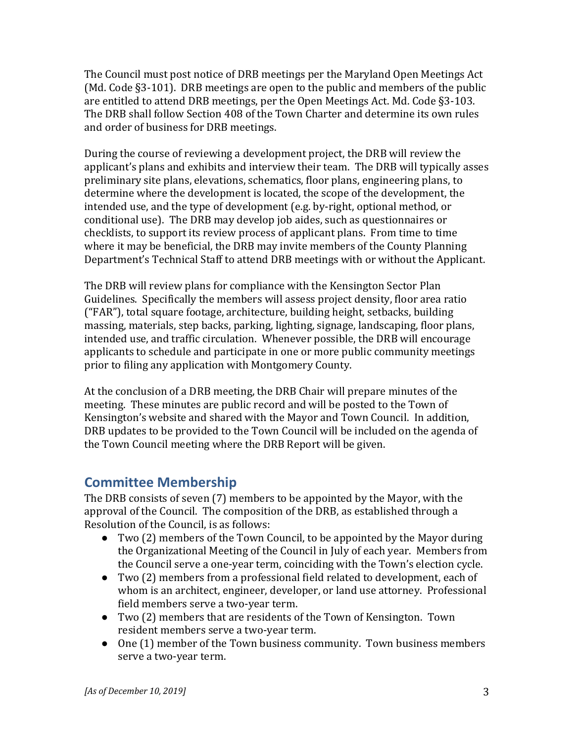The Council must post notice of DRB meetings per the Maryland Open Meetings Act (Md. Code §3-101). DRB meetings are open to the public and members of the public are entitled to attend DRB meetings, per the Open Meetings Act. Md. Code §3-103. The DRB shall follow Section 408 of the Town Charter and determine its own rules and order of business for DRB meetings.

During the course of reviewing a development project, the DRB will review the applicant's plans and exhibits and interview their team. The DRB will typically asses preliminary site plans, elevations, schematics, floor plans, engineering plans, to determine where the development is located, the scope of the development, the intended use, and the type of development (e.g. by-right, optional method, or conditional use). The DRB may develop job aides, such as questionnaires or checklists, to support its review process of applicant plans. From time to time where it may be beneficial, the DRB may invite members of the County Planning Department's Technical Staff to attend DRB meetings with or without the Applicant.

The DRB will review plans for compliance with the Kensington Sector Plan Guidelines. Specifically the members will assess project density, floor area ratio ("FAR"), total square footage, architecture, building height, setbacks, building massing, materials, step backs, parking, lighting, signage, landscaping, floor plans, intended use, and traffic circulation. Whenever possible, the DRB will encourage applicants to schedule and participate in one or more public community meetings prior to filing any application with Montgomery County.

At the conclusion of a DRB meeting, the DRB Chair will prepare minutes of the meeting. These minutes are public record and will be posted to the Town of Kensington's website and shared with the Mayor and Town Council. In addition, DRB updates to be provided to the Town Council will be included on the agenda of the Town Council meeting where the DRB Report will be given.

## Committee Membership

The DRB consists of seven (7) members to be appointed by the Mayor, with the approval of the Council. The composition of the DRB, as established through a Resolution of the Council, is as follows:

- Two (2) members of the Town Council, to be appointed by the Mayor during the Organizational Meeting of the Council in July of each year. Members from the Council serve a one-year term, coinciding with the Town's election cycle.
- Two (2) members from a professional field related to development, each of whom is an architect, engineer, developer, or land use attorney. Professional field members serve a two-year term.
- Two (2) members that are residents of the Town of Kensington. Town resident members serve a two-year term.
- One (1) member of the Town business community. Town business members serve a two-year term.

*[As of December 10, 2019]*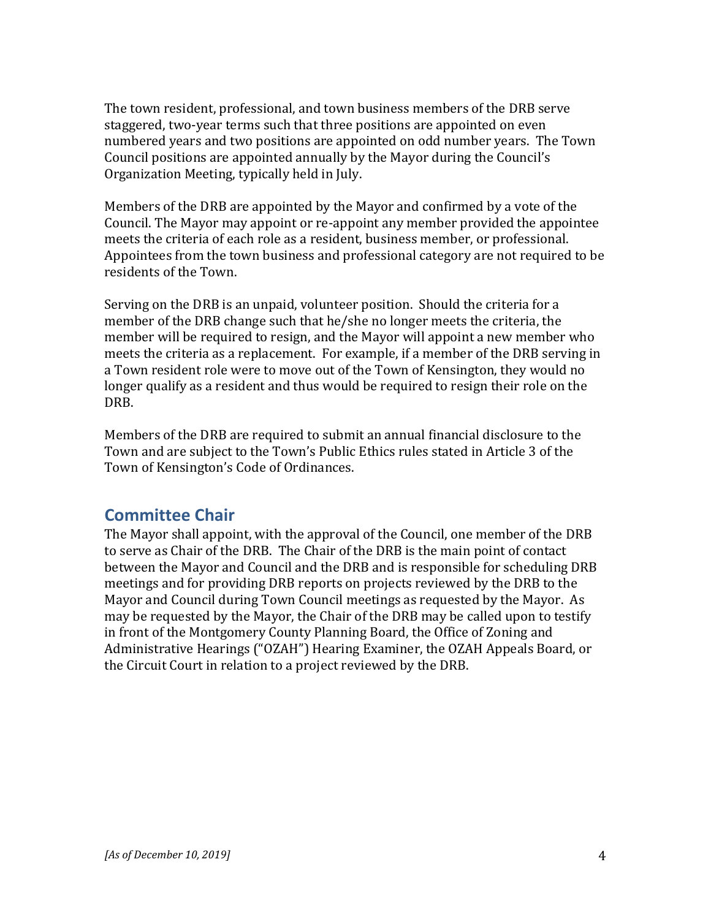The town resident, professional, and town business members of the DRB serve staggered, two-year terms such that three positions are appointed on even numbered years and two positions are appointed on odd number years. The Town Council positions are appointed annually by the Mayor during the Council's Organization Meeting, typically held in July.

Members of the DRB are appointed by the Mayor and confirmed by a vote of the Council. The Mayor may appoint or re-appoint any member provided the appointee meets the criteria of each role as a resident, business member, or professional. Appointees from the town business and professional category are not required to be residents of the Town.

Serving on the DRB is an unpaid, volunteer position. Should the criteria for a member of the DRB change such that he/she no longer meets the criteria, the member will be required to resign, and the Mayor will appoint a new member who meets the criteria as a replacement. For example, if a member of the DRB serving in a Town resident role were to move out of the Town of Kensington, they would no longer qualify as a resident and thus would be required to resign their role on the DRB.

Members of the DRB are required to submit an annual financial disclosure to the Town and are subject to the Town's Public Ethics rules stated in Article 3 of the Town of Kensington's Code of Ordinances.

## Committee Chair

The Mayor shall appoint, with the approval of the Council, one member of the DRB to serve as Chair of the DRB. The Chair of the DRB is the main point of contact between the Mayor and Council and the DRB and is responsible for scheduling DRB meetings and for providing DRB reports on projects reviewed by the DRB to the Mayor and Council during Town Council meetings as requested by the Mayor. As may be requested by the Mayor, the Chair of the DRB may be called upon to testify in front of the Montgomery County Planning Board, the Office of Zoning and Administrative Hearings ("OZAH") Hearing Examiner, the OZAH Appeals Board, or the Circuit Court in relation to a project reviewed by the DRB.

*[As of December 10, 2019]*